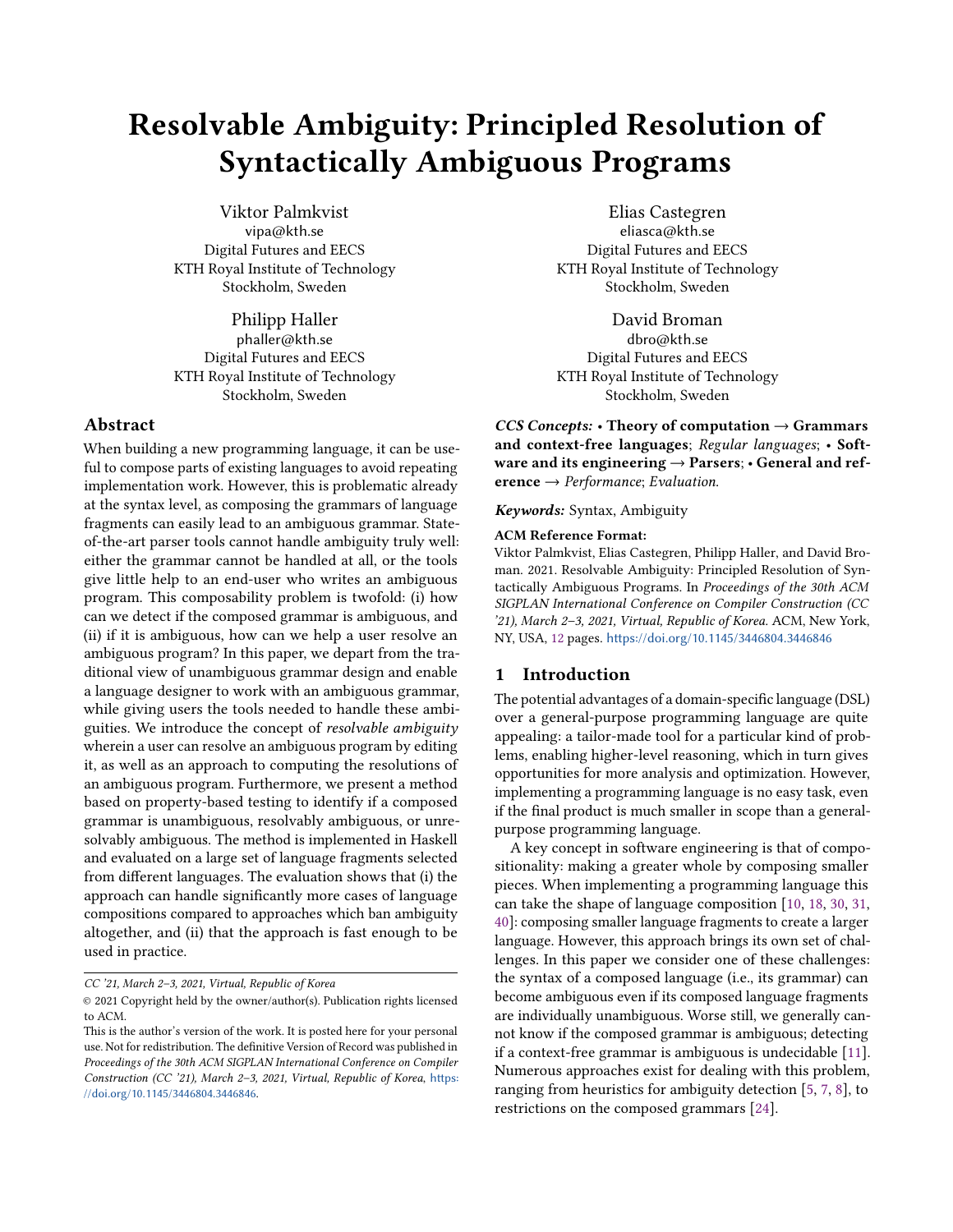# Resolvable Ambiguity: Principled Resolution of Syntactically Ambiguous Programs

Viktor Palmkvist
vipa@kth.se
Digital Futures and EECS
KTH Royal Institute of Technology
Stockholm, Sweden

Elias Castegren
eliasca@kth.se
Digital Futures and EECS
KTH Royal Institute of Technology
Stockholm, Sweden

Philipp Haller
phaller@kth.se
Digital Futures and EECS
KTH Royal Institute of Technology
Stockholm, Sweden

David Broman
dbro@kth.se
Digital Futures and EECS
KTH Royal Institute of Technology
Stockholm, Sweden

## Abstract

When building a new programming language, it can be useful to compose parts of existing languages to avoid repeating implementation work. However, this is problematic already at the syntax level, as composing the grammars of language fragments can easily lead to an ambiguous grammar. State-of-the-art parser tools cannot handle ambiguity truly well: either the grammar cannot be handled at all, or the tools give little help to an end-user who writes an ambiguous program. This composability problem is twofold: (i) how can we detect if the composed grammar is ambiguous, and (ii) if it is ambiguous, how can we help a user resolve an ambiguous program? In this paper, we depart from the traditional view of unambiguous grammar design and enable a language designer to work with an ambiguous grammar, while giving users the tools needed to handle these ambiguities. We introduce the concept of *resolvable ambiguity* wherein a user can resolve an ambiguous program by editing it, as well as an approach to computing the resolutions of an ambiguous program. Furthermore, we present a method based on property-based testing to identify if a composed grammar is unambiguous, resolvably ambiguous, or unresolvably ambiguous. The method is implemented in Haskell and evaluated on a large set of language fragments selected from different languages. The evaluation shows that (i) the approach can handle significantly more cases of language compositions compared to approaches which ban ambiguity altogether, and (ii) that the approach is fast enough to be used in practice.

*CC '21, March 2–3, 2021, Virtual, Republic of Korea*

© 2021 Copyright held by the owner/author(s). Publication rights licensed to ACM.

This is the author's version of the work. It is posted here for your personal use. Not for redistribution. The definitive Version of Record was published in *Proceedings of the 30th ACM SIGPLAN International Conference on Compiler Construction (CC '21), March 2–3, 2021, Virtual, Republic of Korea*, https://doi.org/10.1145/3446804.3446846.

***CCS Concepts:*** • **Theory of computation** → **Grammars and context-free languages**; *Regular languages*; • **Software and its engineering** → **Parsers**; • **General and reference** → *Performance*; *Evaluation.*

***Keywords:*** Syntax, Ambiguity

**ACM Reference Format:**
Viktor Palmkvist, Elias Castegren, Philipp Haller, and David Broman. 2021. Resolvable Ambiguity: Principled Resolution of Syntactically Ambiguous Programs. In *Proceedings of the 30th ACM SIGPLAN International Conference on Compiler Construction (CC '21), March 2–3, 2021, Virtual, Republic of Korea.* ACM, New York, NY, USA, 12 pages. https://doi.org/10.1145/3446804.3446846

## 1 Introduction

The potential advantages of a domain-specific language (DSL) over a general-purpose programming language are quite appealing: a tailor-made tool for a particular kind of problems, enabling higher-level reasoning, which in turn gives opportunities for more analysis and optimization. However, implementing a programming language is no easy task, even if the final product is much smaller in scope than a general-purpose programming language.

A key concept in software engineering is that of compositionality: making a greater whole by composing smaller pieces. When implementing a programming language this can take the shape of language composition [10, 18, 30, 31, 40]: composing smaller language fragments to create a larger language. However, this approach brings its own set of challenges. In this paper we consider one of these challenges: the syntax of a composed language (i.e., its grammar) can become ambiguous even if its composed language fragments are individually unambiguous. Worse still, we generally cannot know if the composed grammar is ambiguous; detecting if a context-free grammar is ambiguous is undecidable [11]. Numerous approaches exist for dealing with this problem, ranging from heuristics for ambiguity detection [5, 7, 8], to restrictions on the composed grammars [24].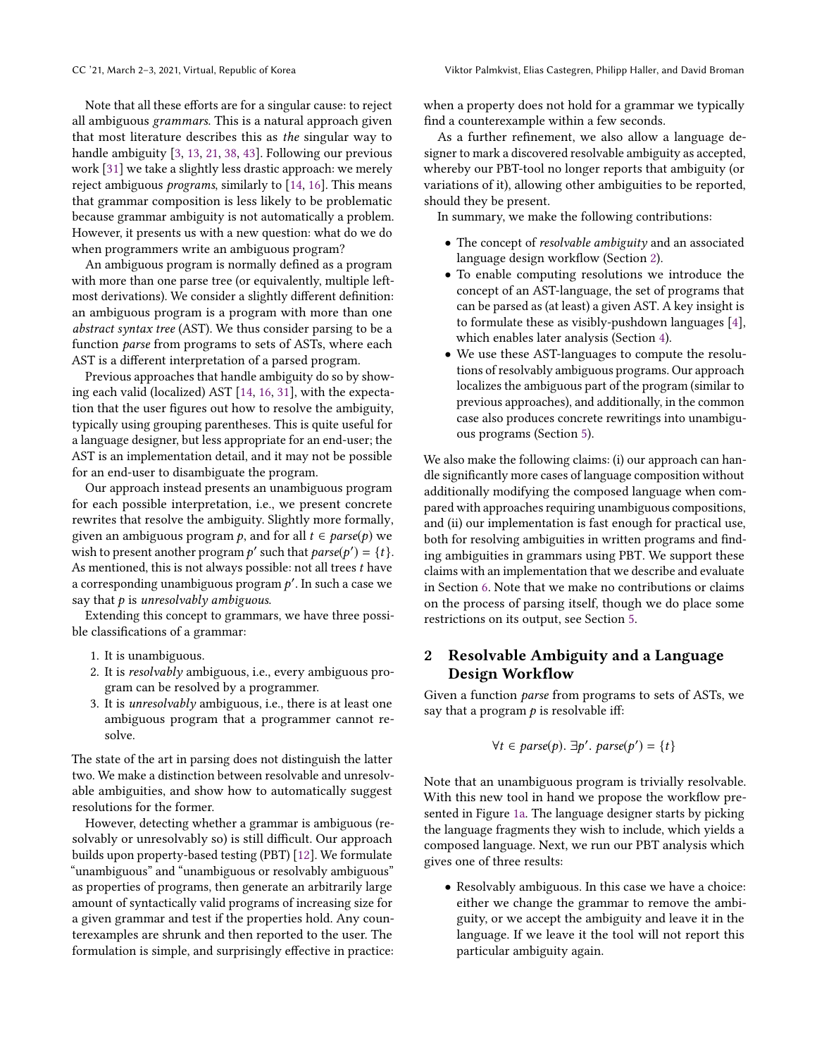Note that all these efforts are for a singular cause: to reject all ambiguous *grammars*. This is a natural approach given that most literature describes this as *the* singular way to handle ambiguity [3, 13, 21, 38, 43]. Following our previous work [31] we take a slightly less drastic approach: we merely reject ambiguous *programs*, similarly to [14, 16]. This means that grammar composition is less likely to be problematic because grammar ambiguity is not automatically a problem. However, it presents us with a new question: what do we do when programmers write an ambiguous program?

An ambiguous program is normally defined as a program with more than one parse tree (or equivalently, multiple leftmost derivations). We consider a slightly different definition: an ambiguous program is a program with more than one *abstract syntax tree* (AST). We thus consider parsing to be a function *parse* from programs to sets of ASTs, where each AST is a different interpretation of a parsed program.

Previous approaches that handle ambiguity do so by showing each valid (localized) AST [14, 16, 31], with the expectation that the user figures out how to resolve the ambiguity, typically using grouping parentheses. This is quite useful for a language designer, but less appropriate for an end-user; the AST is an implementation detail, and it may not be possible for an end-user to disambiguate the program.

Our approach instead presents an unambiguous program for each possible interpretation, i.e., we present concrete rewrites that resolve the ambiguity. Slightly more formally, given an ambiguous program $p$, and for all $t \in parse(p)$ we wish to present another program $p'$ such that $parse(p') = \{t\}$. As mentioned, this is not always possible: not all trees $t$ have a corresponding unambiguous program $p'$. In such a case we say that $p$ is *unresolvably ambiguous*.

Extending this concept to grammars, we have three possible classifications of a grammar:

1. It is unambiguous.
2. It is *resolvably* ambiguous, i.e., every ambiguous program can be resolved by a programmer.
3. It is *unresolvably* ambiguous, i.e., there is at least one ambiguous program that a programmer cannot resolve.

The state of the art in parsing does not distinguish the latter two. We make a distinction between resolvable and unresolvable ambiguities, and show how to automatically suggest resolutions for the former.

However, detecting whether a grammar is ambiguous (resolvably or unresolvably so) is still difficult. Our approach builds upon property-based testing (PBT) [12]. We formulate "unambiguous" and "unambiguous or resolvably ambiguous" as properties of programs, then generate an arbitrarily large amount of syntactically valid programs of increasing size for a given grammar and test if the properties hold. Any counterexamples are shrunk and then reported to the user. The formulation is simple, and surprisingly effective in practice: when a property does not hold for a grammar we typically find a counterexample within a few seconds.

As a further refinement, we also allow a language designer to mark a discovered resolvable ambiguity as accepted, whereby our PBT-tool no longer reports that ambiguity (or variations of it), allowing other ambiguities to be reported, should they be present.

In summary, we make the following contributions:

- The concept of *resolvable ambiguity* and an associated language design workflow (Section 2).
- To enable computing resolutions we introduce the concept of an AST-language, the set of programs that can be parsed as (at least) a given AST. A key insight is to formulate these as visibly-pushdown languages [4], which enables later analysis (Section 4).
- We use these AST-languages to compute the resolutions of resolvably ambiguous programs. Our approach localizes the ambiguous part of the program (similar to previous approaches), and additionally, in the common case also produces concrete rewritings into unambiguous programs (Section 5).

We also make the following claims: (i) our approach can handle significantly more cases of language composition without additionally modifying the composed language when compared with approaches requiring unambiguous compositions, and (ii) our implementation is fast enough for practical use, both for resolving ambiguities in written programs and finding ambiguities in grammars using PBT. We support these claims with an implementation that we describe and evaluate in Section 6. Note that we make no contributions or claims on the process of parsing itself, though we do place some restrictions on its output, see Section 5.

## 2 Resolvable Ambiguity and a Language Design Workflow

Given a function *parse* from programs to sets of ASTs, we say that a program $p$ is resolvable iff:

$$\forall t \in parse(p).\ \exists p'.\ parse(p') = \{t\}$$

Note that an unambiguous program is trivially resolvable. With this new tool in hand we propose the workflow presented in Figure 1a. The language designer starts by picking the language fragments they wish to include, which yields a composed language. Next, we run our PBT analysis which gives one of three results:

- Resolvably ambiguous. In this case we have a choice: either we change the grammar to remove the ambiguity, or we accept the ambiguity and leave it in the language. If we leave it the tool will not report this particular ambiguity again.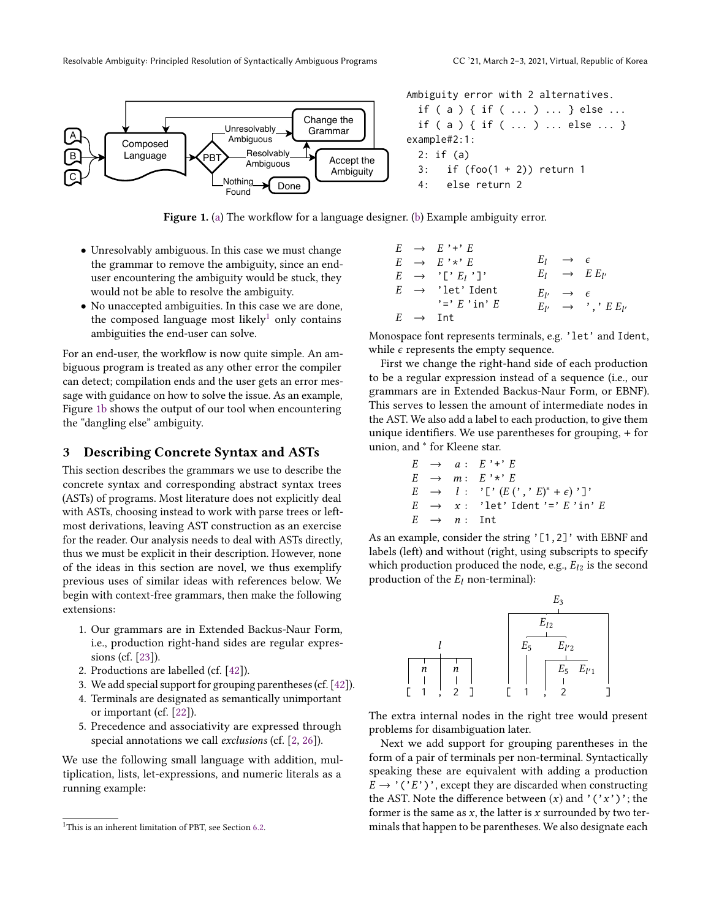Ambiguity error with 2 alternatives.

```
Ambiguity error with 2 alternatives.
  if ( a ) { if ( ... ) ... } else ...
  if ( a ) { if ( ... ) ... else ... }
example#2:1:
  2: if (a)
  3:   if (foo(1 + 2)) return 1
  4:   else return 2
```

**Figure 1.** (a) The workflow for a language designer. (b) Example ambiguity error.

- Unresolvably ambiguous. In this case we must change the grammar to remove the ambiguity, since an end-user encountering the ambiguity would be stuck, they would not be able to resolve the ambiguity.
- No unaccepted ambiguities. In this case we are done, the composed language most likely[1] only contains ambiguities the end-user can solve.

For an end-user, the workflow is now quite simple. An ambiguous program is treated as any other error the compiler can detect; compilation ends and the user gets an error message with guidance on how to solve the issue. As an example, Figure 1b shows the output of our tool when encountering the "dangling else" ambiguity.

## 3 Describing Concrete Syntax and ASTs

This section describes the grammars we use to describe the concrete syntax and corresponding abstract syntax trees (ASTs) of programs. Most literature does not explicitly deal with ASTs, choosing instead to work with parse trees or left-most derivations, leaving AST construction as an exercise for the reader. Our analysis needs to deal with ASTs directly, thus we must be explicit in their description. However, none of the ideas in this section are novel, we thus exemplify previous uses of similar ideas with references below. We begin with context-free grammars, then make the following extensions:

1. Our grammars are in Extended Backus-Naur Form, i.e., production right-hand sides are regular expressions (cf. [23]).
2. Productions are labelled (cf. [42]).
3. We add special support for grouping parentheses (cf. [42]).
4. Terminals are designated as semantically unimportant or important (cf. [22]).
5. Precedence and associativity are expressed through special annotations we call *exclusions* (cf. [2, 26]).

We use the following small language with addition, multiplication, lists, let-expressions, and numeric literals as a running example:

$$
\begin{array}{lll}
E & \rightarrow & E\ \texttt{'+'}\ E \\
E & \rightarrow & E\ \texttt{'*'}\ E \\
E & \rightarrow & \texttt{'['}\ E_l\ \texttt{']'} \\
E & \rightarrow & \texttt{'let'}\ \texttt{Ident}\ \texttt{'='}\ E\ \texttt{'in'}\ E \\
E & \rightarrow & \texttt{Int}
\end{array}
\qquad
\begin{array}{lll}
E_l & \rightarrow & \epsilon \\
E_l & \rightarrow & E\ E_{l'} \\
E_{l'} & \rightarrow & \epsilon \\
E_{l'} & \rightarrow & \texttt{','}\ E\ E_{l'}
\end{array}
$$

Monospace font represents terminals, e.g. `'let'` and `Ident`, while $\epsilon$ represents the empty sequence.

First we change the right-hand side of each production to be a regular expression instead of a sequence (i.e., our grammars are in Extended Backus-Naur Form, or EBNF). This serves to lessen the amount of intermediate nodes in the AST. We also add a label to each production, to give them unique identifiers. We use parentheses for grouping, + for union, and $^*$ for Kleene star.

$$
\begin{array}{lll}
E & \rightarrow & a:\ E\ \texttt{'+'}\ E \\
E & \rightarrow & m:\ E\ \texttt{'*'}\ E \\
E & \rightarrow & l:\ \texttt{'['}\ (E\ (\texttt{','}\ E)^* + \epsilon)\ \texttt{']'} \\
E & \rightarrow & x:\ \texttt{'let'}\ \texttt{Ident}\ \texttt{'='}\ E\ \texttt{'in'}\ E \\
E & \rightarrow & n:\ \texttt{Int}
\end{array}
$$

As an example, consider the string `'[1,2]'` with EBNF and labels (left) and without (right, using subscripts to specify which production produced the node, e.g., $E_{l2}$ is the second production of the $E_l$ non-terminal):

The extra internal nodes in the right tree would present problems for disambiguation later.

Next we add support for grouping parentheses in the form of a pair of terminals per non-terminal. Syntactically speaking these are equivalent with adding a production $E \rightarrow \texttt{'('}E\texttt{')'}$, except they are discarded when constructing the AST. Note the difference between $(x)$ and $\texttt{'('}x\texttt{')'}$; the former is the same as $x$, the latter is $x$ surrounded by two terminals that happen to be parentheses. We also designate each

[1] This is an inherent limitation of PBT, see Section 6.2.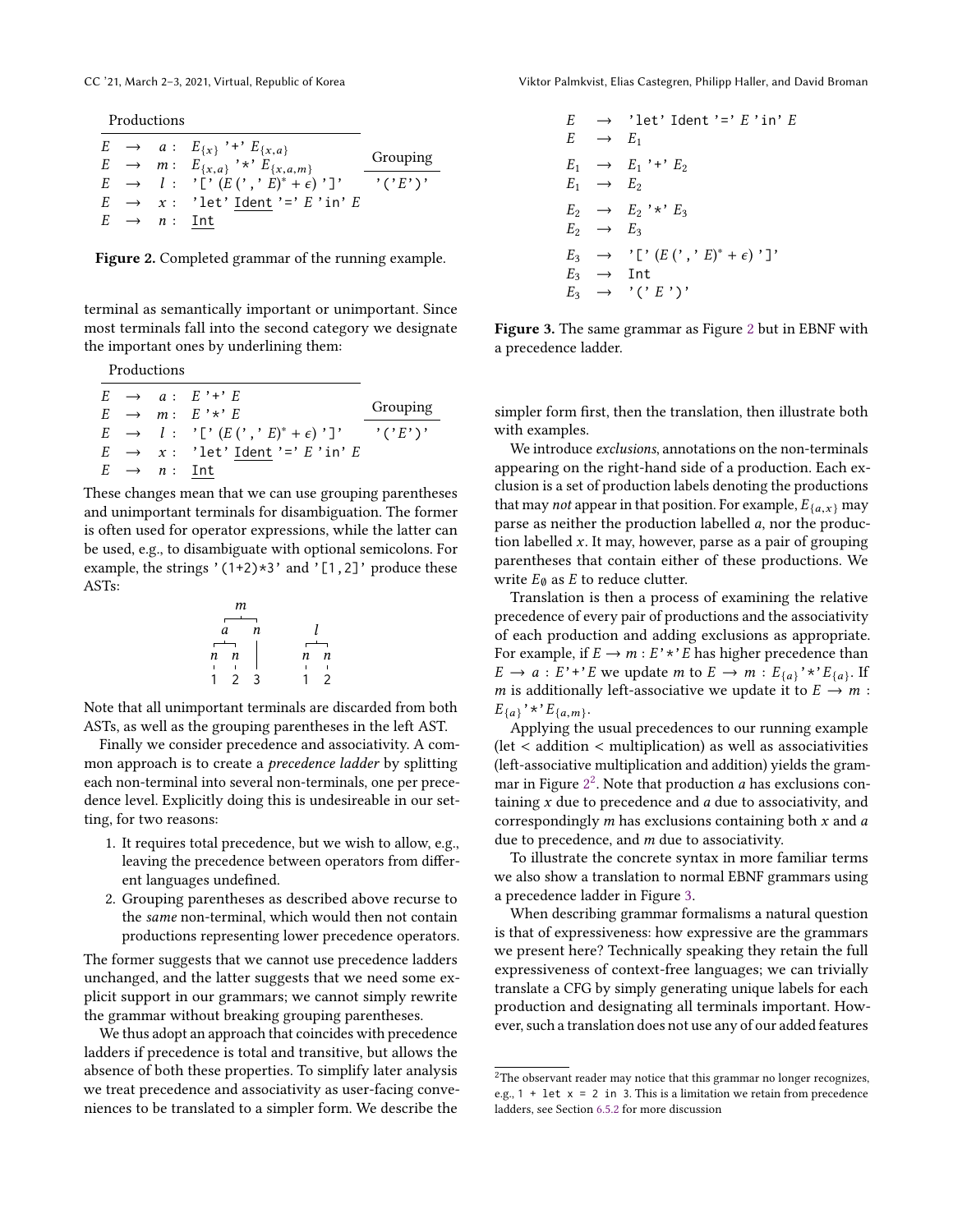| Productions | | | | Grouping |
|---|---|---|---|---|
| $E$ | $\rightarrow$ | $a$ : | $E_{\{x\}}$ '+' $E_{\{x,a\}}$ | |
| $E$ | $\rightarrow$ | $m$ : | $E_{\{x,a\}}$ '*' $E_{\{x,a,m\}}$ | |
| $E$ | $\rightarrow$ | $l$ : | '[' ($E$ (',' $E$)$^*$ + $\epsilon$) ']' | '(' $E$ ')' |
| $E$ | $\rightarrow$ | $x$ : | 'let' <u>Ident</u> '=' $E$ 'in' $E$ | |
| $E$ | $\rightarrow$ | $n$ : | <u>Int</u> | |

**Figure 2.** Completed grammar of the running example.

terminal as semantically important or unimportant. Since most terminals fall into the second category we designate the important ones by underlining them:

| Productions | | | | Grouping |
|---|---|---|---|---|
| $E$ | $\rightarrow$ | $a$ : | $E$ '+' $E$ | |
| $E$ | $\rightarrow$ | $m$ : | $E$ '*' $E$ | |
| $E$ | $\rightarrow$ | $l$ : | '[' ($E$ (',' $E$)$^*$ + $\epsilon$) ']' | '(' $E$ ')' |
| $E$ | $\rightarrow$ | $x$ : | 'let' <u>Ident</u> '=' $E$ 'in' $E$ | |
| $E$ | $\rightarrow$ | $n$ : | <u>Int</u> | |

These changes mean that we can use grouping parentheses and unimportant terminals for disambiguation. The former is often used for operator expressions, while the latter can be used, e.g., to disambiguate with optional semicolons. For example, the strings '(1+2)*3' and '[1,2]' produce these ASTs:

```
      m
    ┌─┴─┐
    a   n        l
   ┌┴┐  │       ┌┴┐
   n n  │       n n
   1 2  3       1 2
```

Note that all unimportant terminals are discarded from both ASTs, as well as the grouping parentheses in the left AST.

Finally we consider precedence and associativity. A common approach is to create a *precedence ladder* by splitting each non-terminal into several non-terminals, one per precedence level. Explicitly doing this is undesireable in our setting, for two reasons:

1. It requires total precedence, but we wish to allow, e.g., leaving the precedence between operators from different languages undefined.
2. Grouping parentheses as described above recurse to the *same* non-terminal, which would then not contain productions representing lower precedence operators.

The former suggests that we cannot use precedence ladders unchanged, and the latter suggests that we need some explicit support in our grammars; we cannot simply rewrite the grammar without breaking grouping parentheses.

We thus adopt an approach that coincides with precedence ladders if precedence is total and transitive, but allows the absence of both these properties. To simplify later analysis we treat precedence and associativity as user-facing conveniences to be translated to a simpler form. We describe the simpler form first, then the translation, then illustrate both with examples.

$$
\begin{aligned}
E &\rightarrow \text{'let' Ident '=' } E \text{ 'in' } E \\
E &\rightarrow E_1 \\
E_1 &\rightarrow E_1 \text{ '+' } E_2 \\
E_1 &\rightarrow E_2 \\
E_2 &\rightarrow E_2 \text{ '*' } E_3 \\
E_2 &\rightarrow E_3 \\
E_3 &\rightarrow \text{'['} \, (E \, (\text{','} \, E)^* + \epsilon) \, \text{']'} \\
E_3 &\rightarrow \text{Int} \\
E_3 &\rightarrow \text{'('} \, E \, \text{')'}
\end{aligned}
$$

**Figure 3.** The same grammar as Figure 2 but in EBNF with a precedence ladder.

We introduce *exclusions*, annotations on the non-terminals appearing on the right-hand side of a production. Each exclusion is a set of production labels denoting the productions that may *not* appear in that position. For example, $E_{\{a,x\}}$ may parse as neither the production labelled $a$, nor the production labelled $x$. It may, however, parse as a pair of grouping parentheses that contain either of these productions. We write $E_\emptyset$ as $E$ to reduce clutter.

Translation is then a process of examining the relative precedence of every pair of productions and the associativity of each production and adding exclusions as appropriate. For example, if $E \rightarrow m : E$ '*' $E$ has higher precedence than $E \rightarrow a : E$ '+' $E$ we update $m$ to $E \rightarrow m : E_{\{a\}}$ '*' $E_{\{a\}}$. If $m$ is additionally left-associative we update it to $E \rightarrow m : E_{\{a\}}$ '*' $E_{\{a,m\}}$.

Applying the usual precedences to our running example (let < addition < multiplication) as well as associativities (left-associative multiplication and addition) yields the grammar in Figure 2[2]. Note that production $a$ has exclusions containing $x$ due to precedence and $a$ due to associativity, and correspondingly $m$ has exclusions containing both $x$ and $a$ due to precedence, and $m$ due to associativity.

To illustrate the concrete syntax in more familiar terms we also show a translation to normal EBNF grammars using a precedence ladder in Figure 3.

When describing grammar formalisms a natural question is that of expressiveness: how expressive are the grammars we present here? Technically speaking they retain the full expressiveness of context-free languages; we can trivially translate a CFG by simply generating unique labels for each production and designating all terminals important. However, such a translation does not use any of our added features

[2] The observant reader may notice that this grammar no longer recognizes, e.g., `1 + let x = 2 in 3`. This is a limitation we retain from precedence ladders, see Section 6.5.2 for more discussion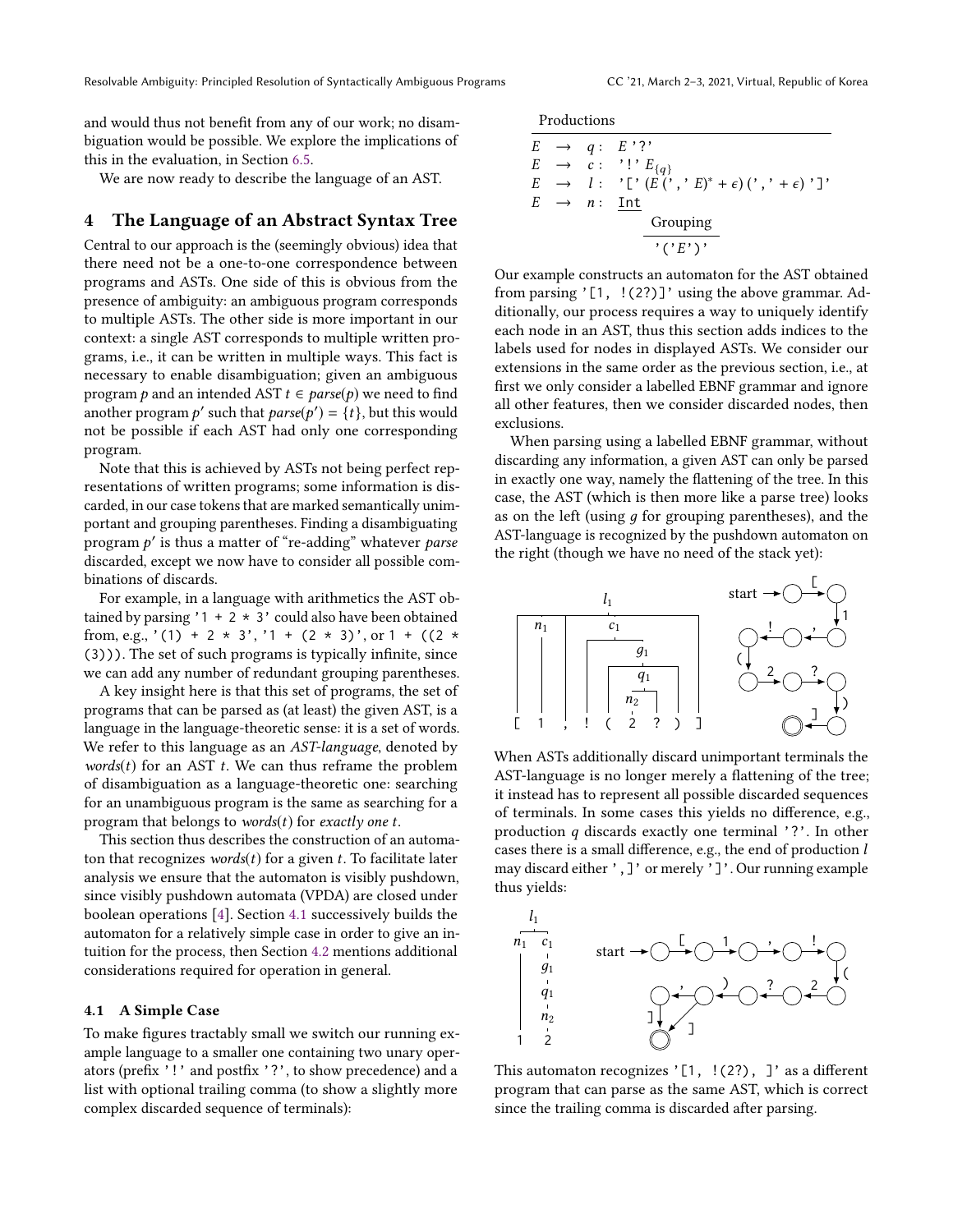and would thus not benefit from any of our work; no disambiguation would be possible. We explore the implications of this in the evaluation, in Section 6.5.

We are now ready to describe the language of an AST.

# 4 The Language of an Abstract Syntax Tree

Central to our approach is the (seemingly obvious) idea that there need not be a one-to-one correspondence between programs and ASTs. One side of this is obvious from the presence of ambiguity: an ambiguous program corresponds to multiple ASTs. The other side is more important in our context: a single AST corresponds to multiple written programs, i.e., it can be written in multiple ways. This fact is necessary to enable disambiguation; given an ambiguous program $p$ and an intended AST $t \in parse(p)$ we need to find another program $p'$ such that $parse(p') = \{t\}$, but this would not be possible if each AST had only one corresponding program.

Note that this is achieved by ASTs not being perfect representations of written programs; some information is discarded, in our case tokens that are marked semantically unimportant and grouping parentheses. Finding a disambiguating program $p'$ is thus a matter of "re-adding" whatever *parse* discarded, except we now have to consider all possible combinations of discards.

For example, in a language with arithmetics the AST obtained by parsing '1 + 2 * 3' could also have been obtained from, e.g., '(1) + 2 * 3', '1 + (2 * 3)', or 1 + ((2 * (3))). The set of such programs is typically infinite, since we can add any number of redundant grouping parentheses.

A key insight here is that this set of programs, the set of programs that can be parsed as (at least) the given AST, is a language in the language-theoretic sense: it is a set of words. We refer to this language as an *AST-language*, denoted by $words(t)$ for an AST $t$. We can thus reframe the problem of disambiguation as a language-theoretic one: searching for an unambiguous program is the same as searching for a program that belongs to $words(t)$ for *exactly one* $t$.

This section thus describes the construction of an automaton that recognizes $words(t)$ for a given $t$. To facilitate later analysis we ensure that the automaton is visibly pushdown, since visibly pushdown automata (VPDA) are closed under boolean operations [4]. Section 4.1 successively builds the automaton for a relatively simple case in order to give an intuition for the process, then Section 4.2 mentions additional considerations required for operation in general.

## 4.1 A Simple Case

To make figures tractably small we switch our running example language to a smaller one containing two unary operators (prefix '!' and postfix '?', to show precedence) and a list with optional trailing comma (to show a slightly more complex discarded sequence of terminals):

Productions

$$
\begin{aligned}
E &\rightarrow q: \; E \text{ '?'} \\
E &\rightarrow c: \; \text{'!' } E_{\{q\}} \\
E &\rightarrow l: \; \text{'[' } (E \text{ (',' } E)^* + \epsilon) \text{ (',' } + \epsilon) \text{ ']'} \\
E &\rightarrow n: \; \underline{\text{Int}}
\end{aligned}
$$

Grouping

$$\text{'('} E \text{')'}$$

Our example constructs an automaton for the AST obtained from parsing '[1, !(2?)]' using the above grammar. Additionally, our process requires a way to uniquely identify each node in an AST, thus this section adds indices to the labels used for nodes in displayed ASTs. We consider our extensions in the same order as the previous section, i.e., at first we only consider a labelled EBNF grammar and ignore all other features, then we consider discarded nodes, then exclusions.

When parsing using a labelled EBNF grammar, without discarding any information, a given AST can only be parsed in exactly one way, namely the flattening of the tree. In this case, the AST (which is then more like a parse tree) looks as on the left (using $g$ for grouping parentheses), and the AST-language is recognized by the pushdown automaton on the right (though we have no need of the stack yet):

$l_1$
$n_1$ $c_1$
$g_1$
$q_1$
$n_2$
[ 1 , ! ( 2 ? ) ]

start
[ 1 , ! ( 2 ? ) ]

When ASTs additionally discard unimportant terminals the AST-language is no longer merely a flattening of the tree; it instead has to represent all possible discarded sequences of terminals. In some cases this yields no difference, e.g., production $q$ discards exactly one terminal '?'. In other cases there is a small difference, e.g., the end of production $l$ may discard either ',]' or merely ']'. Our running example thus yields:

$l_1$
$n_1$ $c_1$
$g_1$
$q_1$
$n_2$
1 2

start
[ 1 , ! ( 2 ? ) , ] ]

This automaton recognizes '[1, !(2?), ]' as a different program that can parse as the same AST, which is correct since the trailing comma is discarded after parsing.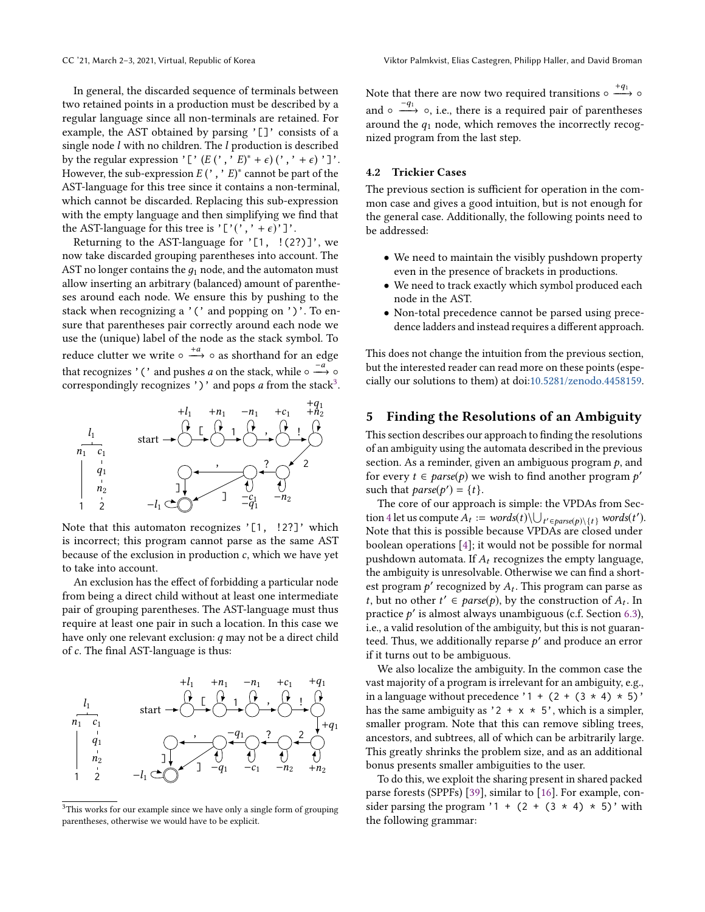In general, the discarded sequence of terminals between two retained points in a production must be described by a regular language since all non-terminals are retained. For example, the AST obtained by parsing '[]' consists of a single node $l$ with no children. The $l$ production is described by the regular expression '[' $(E\,(',' \,E)^* + \epsilon)\,(',' + \epsilon)$ ']'. However, the sub-expression $E\,(',' \,E)^*$ cannot be part of the AST-language for this tree since it contains a non-terminal, which cannot be discarded. Replacing this sub-expression with the empty language and then simplifying we find that the AST-language for this tree is '['$(',' + \epsilon)$']'.

Returning to the AST-language for '[1, !(2?)]', we now take discarded grouping parentheses into account. The AST no longer contains the $g_1$ node, and the automaton must allow inserting an arbitrary (balanced) amount of parentheses around each node. We ensure this by pushing to the stack when recognizing a '(' and popping on ')'. To ensure that parentheses pair correctly around each node we use the (unique) label of the node as the stack symbol. To reduce clutter we write $\circ \xrightarrow{+a} \circ$ as shorthand for an edge that recognizes '(' and pushes $a$ on the stack, while $\circ \xrightarrow{-a} \circ$ correspondingly recognizes ')' and pops $a$ from the stack[3].

$l_1$
$n_1$ $c_1$
$q_1$
$n_2$
1 2

start
$+l_1$ $+n_1$ $-n_1$ $+c_1$ $+q_1$ $+n_2$
[ 1 , ! 2 ?
, ] ]
$-c_1$ $-q_1$ $-n_2$
$-l_1$

Note that this automaton recognizes '[1, !2?]' which is incorrect; this program cannot parse as the same AST because of the exclusion in production $c$, which we have yet to take into account.

An exclusion has the effect of forbidding a particular node from being a direct child without at least one intermediate pair of grouping parentheses. The AST-language must thus require at least one pair in such a location. In this case we have only one relevant exclusion: $q$ may not be a direct child of $c$. The final AST-language is thus:

$l_1$
$n_1$ $c_1$
$q_1$
$n_2$
1 2

start
$+l_1$ $+n_1$ $-n_1$ $+c_1$ $+q_1$
[ 1 , ! $+q_1$
, $-q_1$ ? 2
] ] $-q_1$ $-c_1$ $-n_2$ $+n_2$
$-l_1$

Note that there are now two required transitions $\circ \xrightarrow{+q_1} \circ$ and $\circ \xrightarrow{-q_1} \circ$, i.e., there is a required pair of parentheses around the $q_1$ node, which removes the incorrectly recognized program from the last step.

### 4.2 Trickier Cases

The previous section is sufficient for operation in the common case and gives a good intuition, but is not enough for the general case. Additionally, the following points need to be addressed:

- We need to maintain the visibly pushdown property even in the presence of brackets in productions.
- We need to track exactly which symbol produced each node in the AST.
- Non-total precedence cannot be parsed using precedence ladders and instead requires a different approach.

This does not change the intuition from the previous section, but the interested reader can read more on these points (especially our solutions to them) at doi:10.5281/zenodo.4458159.

## 5 Finding the Resolutions of an Ambiguity

This section describes our approach to finding the resolutions of an ambiguity using the automata described in the previous section. As a reminder, given an ambiguous program $p$, and for every $t \in \mathit{parse}(p)$ we wish to find another program $p'$ such that $\mathit{parse}(p') = \{t\}$.

The core of our approach is simple: the VPDAs from Section 4 let us compute $A_t := \mathit{words}(t) \setminus \bigcup_{t' \in \mathit{parse}(p) \setminus \{t\}} \mathit{words}(t')$. Note that this is possible because VPDAs are closed under boolean operations [4]; it would not be possible for normal pushdown automata. If $A_t$ recognizes the empty language, the ambiguity is unresolvable. Otherwise we can find a shortest program $p'$ recognized by $A_t$. This program can parse as $t$, but no other $t' \in \mathit{parse}(p)$, by the construction of $A_t$. In practice $p'$ is almost always unambiguous (c.f. Section 6.3), i.e., a valid resolution of the ambiguity, but this is not guaranteed. Thus, we additionally reparse $p'$ and produce an error if it turns out to be ambiguous.

We also localize the ambiguity. In the common case the vast majority of a program is irrelevant for an ambiguity, e.g., in a language without precedence '1 + (2 + (3 * 4) * 5)' has the same ambiguity as '2 + x * 5', which is a simpler, smaller program. Note that this can remove sibling trees, ancestors, and subtrees, all of which can be arbitrarily large. This greatly shrinks the problem size, and as an additional bonus presents smaller ambiguities to the user.

To do this, we exploit the sharing present in shared packed parse forests (SPPFs) [39], similar to [16]. For example, consider parsing the program '1 + (2 + (3 * 4) * 5)' with the following grammar:

[3] This works for our example since we have only a single form of grouping parentheses, otherwise we would have to be explicit.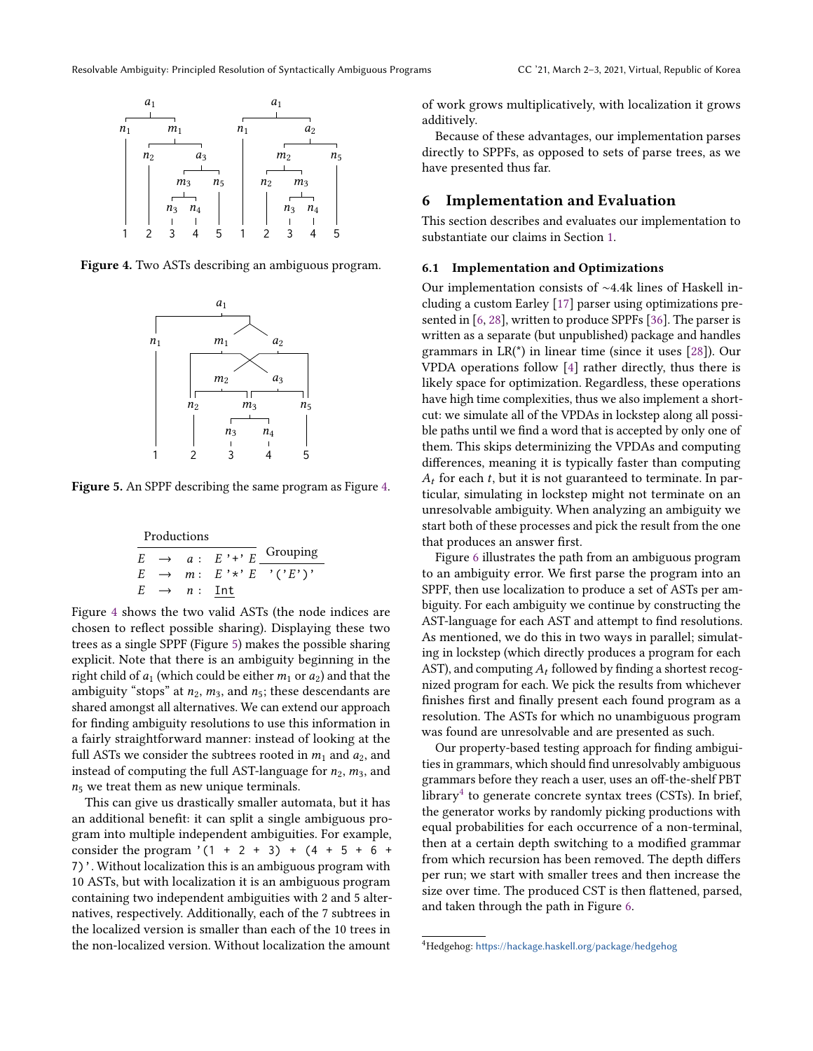Figure 4. Two ASTs describing an ambiguous program.

Figure 5. An SPPF describing the same program as Figure 4.

| Productions | | | | Grouping |
|---|---|---|---|---|
| $E$ | $\rightarrow$ | $a$ : | $E$ '+' $E$ | |
| $E$ | $\rightarrow$ | $m$ : | $E$ '*' $E$ | '(' $E$ ')' |
| $E$ | $\rightarrow$ | $n$ : | Int | |

Figure 4 shows the two valid ASTs (the node indices are chosen to reflect possible sharing). Displaying these two trees as a single SPPF (Figure 5) makes the possible sharing explicit. Note that there is an ambiguity beginning in the right child of $a_1$ (which could be either $m_1$ or $a_2$) and that the ambiguity "stops" at $n_2$, $m_3$, and $n_5$; these descendants are shared amongst all alternatives. We can extend our approach for finding ambiguity resolutions to use this information in a fairly straightforward manner: instead of looking at the full ASTs we consider the subtrees rooted in $m_1$ and $a_2$, and instead of computing the full AST-language for $n_2$, $m_3$, and $n_5$ we treat them as new unique terminals.

This can give us drastically smaller automata, but it has an additional benefit: it can split a single ambiguous program into multiple independent ambiguities. For example, consider the program `'(1 + 2 + 3) + (4 + 5 + 6 + 7)'`. Without localization this is an ambiguous program with 10 ASTs, but with localization it is an ambiguous program containing two independent ambiguities with 2 and 5 alternatives, respectively. Additionally, each of the 7 subtrees in the localized version is smaller than each of the 10 trees in the non-localized version. Without localization the amount of work grows multiplicatively, with localization it grows additively.

Because of these advantages, our implementation parses directly to SPPFs, as opposed to sets of parse trees, as we have presented thus far.

## 6 Implementation and Evaluation

This section describes and evaluates our implementation to substantiate our claims in Section 1.

### 6.1 Implementation and Optimizations

Our implementation consists of ~4.4k lines of Haskell including a custom Earley [17] parser using optimizations presented in [6, 28], written to produce SPPFs [36]. The parser is written as a separate (but unpublished) package and handles grammars in LR(*) in linear time (since it uses [28]). Our VPDA operations follow [4] rather directly, thus there is likely space for optimization. Regardless, these operations have high time complexities, thus we also implement a shortcut: we simulate all of the VPDAs in lockstep along all possible paths until we find a word that is accepted by only one of them. This skips determinizing the VPDAs and computing differences, meaning it is typically faster than computing $A_t$ for each $t$, but it is not guaranteed to terminate. In particular, simulating in lockstep might not terminate on an unresolvable ambiguity. When analyzing an ambiguity we start both of these processes and pick the result from the one that produces an answer first.

Figure 6 illustrates the path from an ambiguous program to an ambiguity error. We first parse the program into an SPPF, then use localization to produce a set of ASTs per ambiguity. For each ambiguity we continue by constructing the AST-language for each AST and attempt to find resolutions. As mentioned, we do this in two ways in parallel; simulating in lockstep (which directly produces a program for each AST), and computing $A_t$ followed by finding a shortest recognized program for each. We pick the results from whichever finishes first and finally present each found program as a resolution. The ASTs for which no unambiguous program was found are unresolvable and are presented as such.

Our property-based testing approach for finding ambiguities in grammars, which should find unresolvably ambiguous grammars before they reach a user, uses an off-the-shelf PBT library[4] to generate concrete syntax trees (CSTs). In brief, the generator works by randomly picking productions with equal probabilities for each occurrence of a non-terminal, then at a certain depth switching to a modified grammar from which recursion has been removed. The depth differs per run; we start with smaller trees and then increase the size over time. The produced CST is then flattened, parsed, and taken through the path in Figure 6.

[4] Hedgehog: https://hackage.haskell.org/package/hedgehog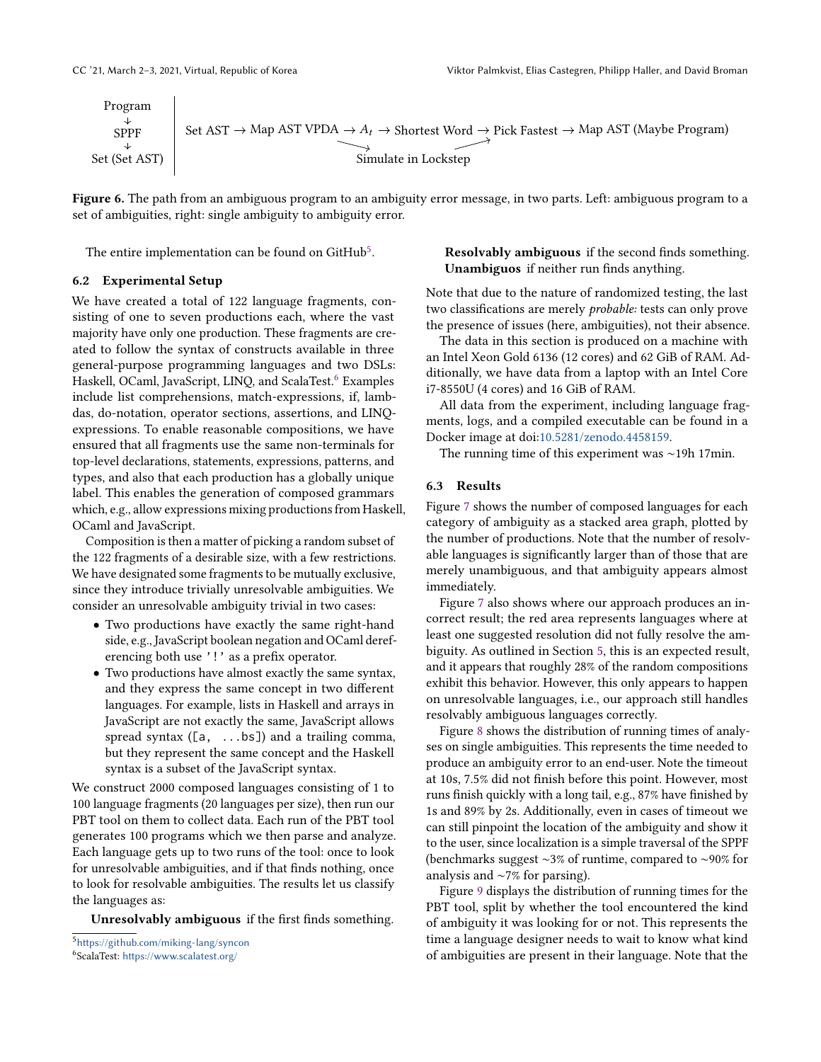Program
↓
SPPF
↓
Set (Set AST)

Set AST → Map AST VPDA → $A_t$ → Shortest Word → Pick Fastest → Map AST (Maybe Program)

Simulate in Lockstep

**Figure 6.** The path from an ambiguous program to an ambiguity error message, in two parts. Left: ambiguous program to a set of ambiguities, right: single ambiguity to ambiguity error.

The entire implementation can be found on GitHub[5].

### 6.2 Experimental Setup

We have created a total of 122 language fragments, consisting of one to seven productions each, where the vast majority have only one production. These fragments are created to follow the syntax of constructs available in three general-purpose programming languages and two DSLs: Haskell, OCaml, JavaScript, LINQ, and ScalaTest.[6] Examples include list comprehensions, match-expressions, if, lambdas, do-notation, operator sections, assertions, and LINQ-expressions. To enable reasonable compositions, we have ensured that all fragments use the same non-terminals for top-level declarations, statements, expressions, patterns, and types, and also that each production has a globally unique label. This enables the generation of composed grammars which, e.g., allow expressions mixing productions from Haskell, OCaml and JavaScript.

Composition is then a matter of picking a random subset of the 122 fragments of a desirable size, with a few restrictions. We have designated some fragments to be mutually exclusive, since they introduce trivially unresolvable ambiguities. We consider an unresolvable ambiguity trivial in two cases:

- Two productions have exactly the same right-hand side, e.g., JavaScript boolean negation and OCaml dereferencing both use `'!'` as a prefix operator.
- Two productions have almost exactly the same syntax, and they express the same concept in two different languages. For example, lists in Haskell and arrays in JavaScript are not exactly the same, JavaScript allows spread syntax (`[a, ...bs]`) and a trailing comma, but they represent the same concept and the Haskell syntax is a subset of the JavaScript syntax.

We construct 2000 composed languages consisting of 1 to 100 language fragments (20 languages per size), then run our PBT tool on them to collect data. Each run of the PBT tool generates 100 programs which we then parse and analyze. Each language gets up to two runs of the tool: once to look for unresolvable ambiguities, and if that finds nothing, once to look for resolvable ambiguities. The results let us classify the languages as:

**Unresolvably ambiguous** if the first finds something.
**Resolvably ambiguous** if the second finds something.
**Unambiguos** if neither run finds anything.

Note that due to the nature of randomized testing, the last two classifications are merely *probable:* tests can only prove the presence of issues (here, ambiguities), not their absence.

The data in this section is produced on a machine with an Intel Xeon Gold 6136 (12 cores) and 62 GiB of RAM. Additionally, we have data from a laptop with an Intel Core i7-8550U (4 cores) and 16 GiB of RAM.

All data from the experiment, including language fragments, logs, and a compiled executable can be found in a Docker image at doi:10.5281/zenodo.4458159.

The running time of this experiment was ∼19h 17min.

### 6.3 Results

Figure 7 shows the number of composed languages for each category of ambiguity as a stacked area graph, plotted by the number of productions. Note that the number of resolvable languages is significantly larger than of those that are merely unambiguous, and that ambiguity appears almost immediately.

Figure 7 also shows where our approach produces an incorrect result; the red area represents languages where at least one suggested resolution did not fully resolve the ambiguity. As outlined in Section 5, this is an expected result, and it appears that roughly 28% of the random compositions exhibit this behavior. However, this only appears to happen on unresolvable languages, i.e., our approach still handles resolvably ambiguous languages correctly.

Figure 8 shows the distribution of running times of analyses on single ambiguities. This represents the time needed to produce an ambiguity error to an end-user. Note the timeout at 10s, 7.5% did not finish before this point. However, most runs finish quickly with a long tail, e.g., 87% have finished by 1s and 89% by 2s. Additionally, even in cases of timeout we can still pinpoint the location of the ambiguity and show it to the user, since localization is a simple traversal of the SPPF (benchmarks suggest ∼3% of runtime, compared to ∼90% for analysis and ∼7% for parsing).

Figure 9 displays the distribution of running times for the PBT tool, split by whether the tool encountered the kind of ambiguity it was looking for or not. This represents the time a language designer needs to wait to know what kind of ambiguities are present in their language. Note that the

[5] https://github.com/miking-lang/syncon

[6] ScalaTest: https://www.scalatest.org/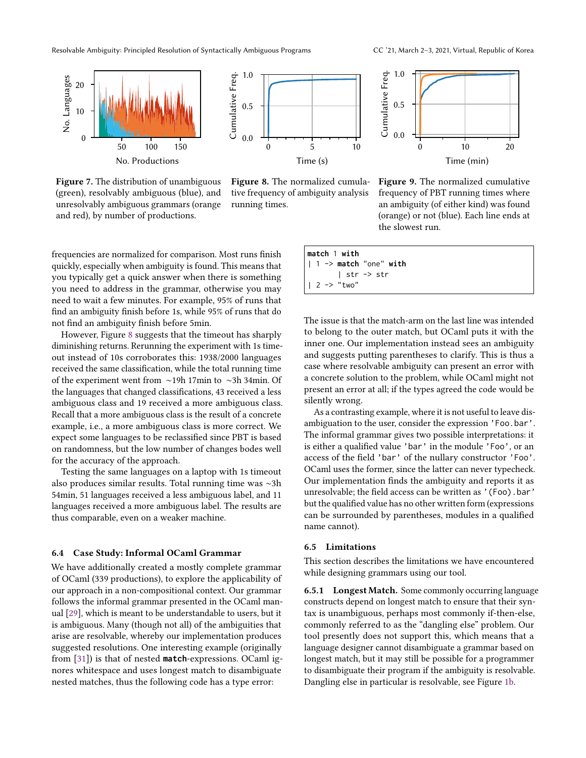No. Languages
20
10
0
50
100
150
No. Productions

**Figure 7.** The distribution of unambiguous (green), resolvably ambiguous (blue), and unresolvably ambiguous grammars (orange and red), by number of productions.

Cumulative Freq.
1.0
0.5
0.0
0
5
10
Time (s)

**Figure 8.** The normalized cumulative frequency of ambiguity analysis running times.

Cumulative Freq.
1.0
0.5
0.0
0
10
20
Time (min)

**Figure 9.** The normalized cumulative frequency of PBT running times where an ambiguity (of either kind) was found (orange) or not (blue). Each line ends at the slowest run.

frequencies are normalized for comparison. Most runs finish quickly, especially when ambiguity is found. This means that you typically get a quick answer when there is something you need to address in the grammar, otherwise you may need to wait a few minutes. For example, 95% of runs that find an ambiguity finish before 1s, while 95% of runs that do not find an ambiguity finish before 5min.

However, Figure 8 suggests that the timeout has sharply diminishing returns. Rerunning the experiment with 1s timeout instead of 10s corroborates this: 1938/2000 languages received the same classification, while the total running time of the experiment went from ∼19h 17min to ∼3h 34min. Of the languages that changed classifications, 43 received a less ambiguous class and 19 received a more ambiguous class. Recall that a more ambiguous class is the result of a concrete example, i.e., a more ambiguous class is more correct. We expect some languages to be reclassified since PBT is based on randomness, but the low number of changes bodes well for the accuracy of the approach.

Testing the same languages on a laptop with 1s timeout also produces similar results. Total running time was ∼3h 54min, 51 languages received a less ambiguous label, and 11 languages received a more ambiguous label. The results are thus comparable, even on a weaker machine.

### 6.4 Case Study: Informal OCaml Grammar

We have additionally created a mostly complete grammar of OCaml (339 productions), to explore the applicability of our approach in a non-compositional context. Our grammar follows the informal grammar presented in the OCaml manual [29], which is meant to be understandable to users, but it is ambiguous. Many (though not all) of the ambiguities that arise are resolvable, whereby our implementation produces suggested resolutions. One interesting example (originally from [31]) is that of nested **match**-expressions. OCaml ignores whitespace and uses longest match to disambiguate nested matches, thus the following code has a type error:

```
match 1 with
| 1 -> match "one" with
       | str -> str
| 2 -> "two"
```

The issue is that the match-arm on the last line was intended to belong to the outer match, but OCaml puts it with the inner one. Our implementation instead sees an ambiguity and suggests putting parentheses to clarify. This is thus a case where resolvable ambiguity can present an error with a concrete solution to the problem, while OCaml might not present an error at all; if the types agreed the code would be silently wrong.

As a contrasting example, where it is not useful to leave disambiguation to the user, consider the expression `'Foo.bar'`. The informal grammar gives two possible interpretations: it is either a qualified value `'bar'` in the module `'Foo'`, or an access of the field `'bar'` of the nullary constructor `'Foo'`. OCaml uses the former, since the latter can never typecheck. Our implementation finds the ambiguity and reports it as unresolvable; the field access can be written as `'(Foo).bar'` but the qualified value has no other written form (expressions can be surrounded by parentheses, modules in a qualified name cannot).

### 6.5 Limitations

This section describes the limitations we have encountered while designing grammars using our tool.

**6.5.1 Longest Match.** Some commonly occurring language constructs depend on longest match to ensure that their syntax is unambiguous, perhaps most commonly if-then-else, commonly referred to as the "dangling else" problem. Our tool presently does not support this, which means that a language designer cannot disambiguate a grammar based on longest match, but it may still be possible for a programmer to disambiguate their program if the ambiguity is resolvable. Dangling else in particular is resolvable, see Figure 1b.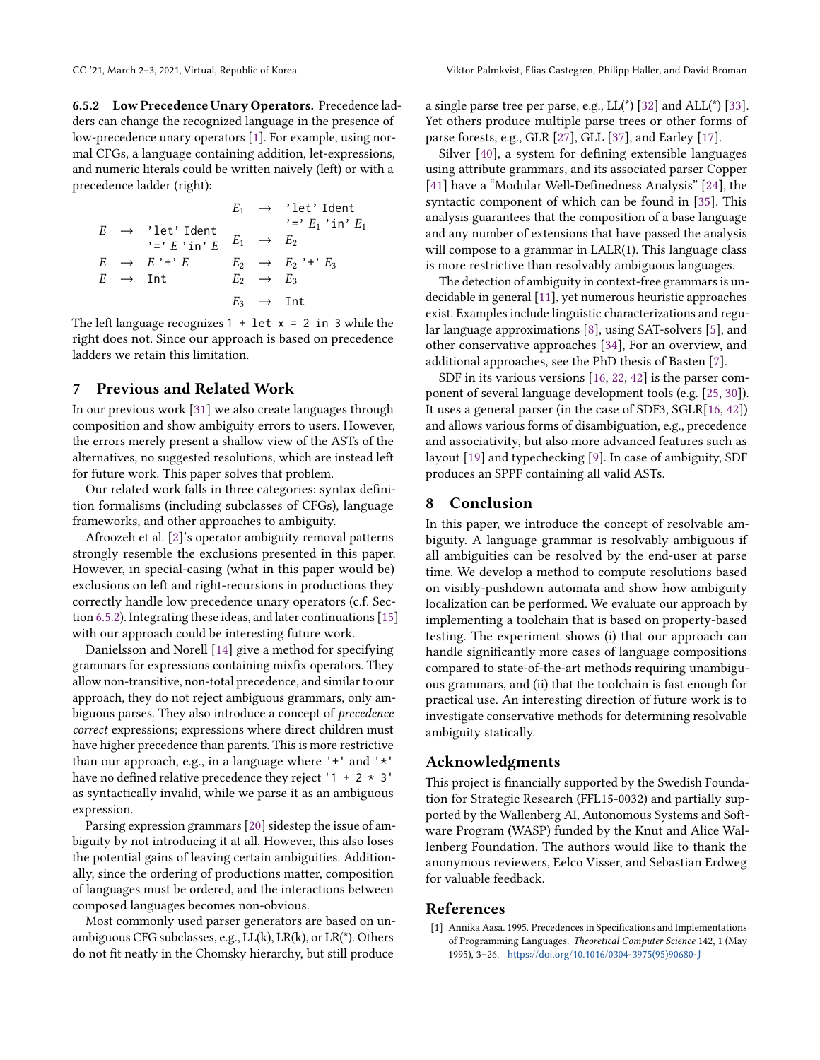#### 6.5.2 Low Precedence Unary Operators.

Precedence ladders can change the recognized language in the presence of low-precedence unary operators [1]. For example, using normal CFGs, a language containing addition, let-expressions, and numeric literals could be written naively (left) or with a precedence ladder (right):

$$
\begin{array}{lll}
E & \rightarrow & \texttt{'let'}\ \texttt{Ident}\ \texttt{'='}\ E\ \texttt{'in'}\ E \\
E & \rightarrow & E\ \texttt{'+'}\ E \\
E & \rightarrow & \texttt{Int}
\end{array}
\qquad
\begin{array}{lll}
E_1 & \rightarrow & \texttt{'let'}\ \texttt{Ident}\ \texttt{'='}\ E_1\ \texttt{'in'}\ E_1 \\
E_1 & \rightarrow & E_2 \\
E_2 & \rightarrow & E_2\ \texttt{'+'}\ E_3 \\
E_2 & \rightarrow & E_3 \\
E_3 & \rightarrow & \texttt{Int}
\end{array}
$$

The left language recognizes `1 + let x = 2 in 3` while the right does not. Since our approach is based on precedence ladders we retain this limitation.

## 7 Previous and Related Work

In our previous work [31] we also create languages through composition and show ambiguity errors to users. However, the errors merely present a shallow view of the ASTs of the alternatives, no suggested resolutions, which are instead left for future work. This paper solves that problem.

Our related work falls in three categories: syntax definition formalisms (including subclasses of CFGs), language frameworks, and other approaches to ambiguity.

Afroozeh et al. [2]'s operator ambiguity removal patterns strongly resemble the exclusions presented in this paper. However, in special-casing (what in this paper would be) exclusions on left and right-recursions in productions they correctly handle low precedence unary operators (c.f. Section 6.5.2). Integrating these ideas, and later continuations [15] with our approach could be interesting future work.

Danielsson and Norell [14] give a method for specifying grammars for expressions containing mixfix operators. They allow non-transitive, non-total precedence, and similar to our approach, they do not reject ambiguous grammars, only ambiguous parses. They also introduce a concept of *precedence correct* expressions; expressions where direct children must have higher precedence than parents. This is more restrictive than our approach, e.g., in a language where `'+'` and `'*'` have no defined relative precedence they reject `'1 + 2 * 3'` as syntactically invalid, while we parse it as an ambiguous expression.

Parsing expression grammars [20] sidestep the issue of ambiguity by not introducing it at all. However, this also loses the potential gains of leaving certain ambiguities. Additionally, since the ordering of productions matter, composition of languages must be ordered, and the interactions between composed languages becomes non-obvious.

Most commonly used parser generators are based on unambiguous CFG subclasses, e.g., LL(k), LR(k), or LR(*). Others do not fit neatly in the Chomsky hierarchy, but still produce a single parse tree per parse, e.g., LL(*) [32] and ALL(*) [33]. Yet others produce multiple parse trees or other forms of parse forests, e.g., GLR [27], GLL [37], and Earley [17].

Silver [40], a system for defining extensible languages using attribute grammars, and its associated parser Copper [41] have a "Modular Well-Definedness Analysis" [24], the syntactic component of which can be found in [35]. This analysis guarantees that the composition of a base language and any number of extensions that have passed the analysis will compose to a grammar in LALR(1). This language class is more restrictive than resolvably ambiguous languages.

The detection of ambiguity in context-free grammars is undecidable in general [11], yet numerous heuristic approaches exist. Examples include linguistic characterizations and regular language approximations [8], using SAT-solvers [5], and other conservative approaches [34], For an overview, and additional approaches, see the PhD thesis of Basten [7].

SDF in its various versions [16, 22, 42] is the parser component of several language development tools (e.g. [25, 30]). It uses a general parser (in the case of SDF3, SGLR[16, 42]) and allows various forms of disambiguation, e.g., precedence and associativity, but also more advanced features such as layout [19] and typechecking [9]. In case of ambiguity, SDF produces an SPPF containing all valid ASTs.

## 8 Conclusion

In this paper, we introduce the concept of resolvable ambiguity. A language grammar is resolvably ambiguous if all ambiguities can be resolved by the end-user at parse time. We develop a method to compute resolutions based on visibly-pushdown automata and show how ambiguity localization can be performed. We evaluate our approach by implementing a toolchain that is based on property-based testing. The experiment shows (i) that our approach can handle significantly more cases of language compositions compared to state-of-the-art methods requiring unambiguous grammars, and (ii) that the toolchain is fast enough for practical use. An interesting direction of future work is to investigate conservative methods for determining resolvable ambiguity statically.

## Acknowledgments

This project is financially supported by the Swedish Foundation for Strategic Research (FFL15-0032) and partially supported by the Wallenberg AI, Autonomous Systems and Software Program (WASP) funded by the Knut and Alice Wallenberg Foundation. The authors would like to thank the anonymous reviewers, Eelco Visser, and Sebastian Erdweg for valuable feedback.

## References

[1] Annika Aasa. 1995. Precedences in Specifications and Implementations of Programming Languages. *Theoretical Computer Science* 142, 1 (May 1995), 3–26. https://doi.org/10.1016/0304-3975(95)90680-J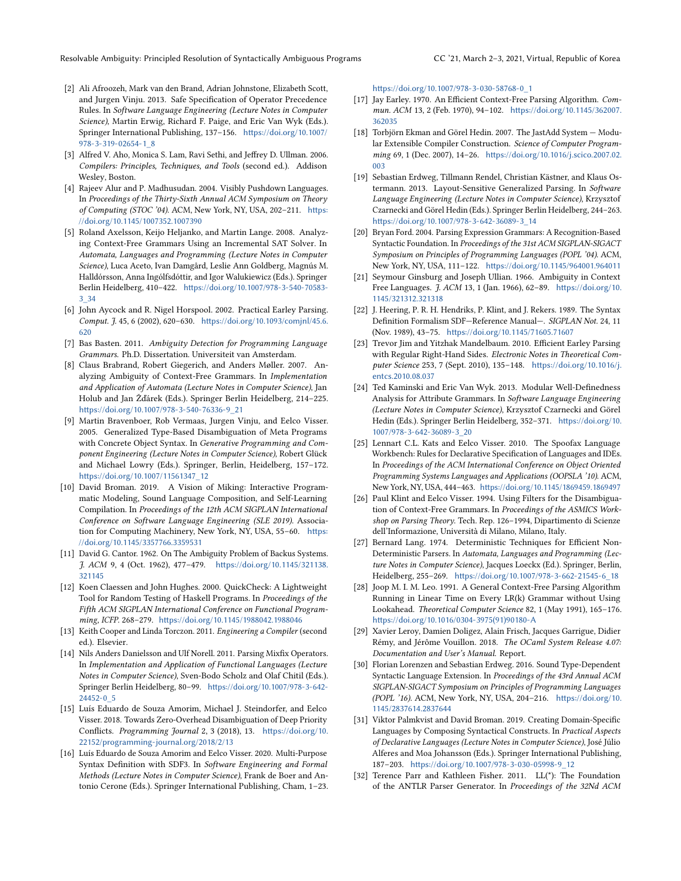[2] Ali Afroozeh, Mark van den Brand, Adrian Johnstone, Elizabeth Scott, and Jurgen Vinju. 2013. Safe Specification of Operator Precedence Rules. In *Software Language Engineering (Lecture Notes in Computer Science)*, Martin Erwig, Richard F. Paige, and Eric Van Wyk (Eds.). Springer International Publishing, 137–156. https://doi.org/10.1007/978-3-319-02654-1_8

[3] Alfred V. Aho, Monica S. Lam, Ravi Sethi, and Jeffrey D. Ullman. 2006. *Compilers: Principles, Techniques, and Tools* (second ed.). Addison Wesley, Boston.

[4] Rajeev Alur and P. Madhusudan. 2004. Visibly Pushdown Languages. In *Proceedings of the Thirty-Sixth Annual ACM Symposium on Theory of Computing (STOC '04)*. ACM, New York, NY, USA, 202–211. https://doi.org/10.1145/1007352.1007390

[5] Roland Axelsson, Keijo Heljanko, and Martin Lange. 2008. Analyzing Context-Free Grammars Using an Incremental SAT Solver. In *Automata, Languages and Programming (Lecture Notes in Computer Science)*, Luca Aceto, Ivan Damgård, Leslie Ann Goldberg, Magnús M. Halldórsson, Anna Ingólfsdóttir, and Igor Walukiewicz (Eds.). Springer Berlin Heidelberg, 410–422. https://doi.org/10.1007/978-3-540-70583-3_34

[6] John Aycock and R. Nigel Horspool. 2002. Practical Earley Parsing. *Comput. J.* 45, 6 (2002), 620–630. https://doi.org/10.1093/comjnl/45.6.620

[7] Bas Basten. 2011. *Ambiguity Detection for Programming Language Grammars*. Ph.D. Dissertation. Universiteit van Amsterdam.

[8] Claus Brabrand, Robert Giegerich, and Anders Møller. 2007. Analyzing Ambiguity of Context-Free Grammars. In *Implementation and Application of Automata (Lecture Notes in Computer Science)*, Jan Holub and Jan Žďárek (Eds.). Springer Berlin Heidelberg, 214–225. https://doi.org/10.1007/978-3-540-76336-9_21

[9] Martin Bravenboer, Rob Vermaas, Jurgen Vinju, and Eelco Visser. 2005. Generalized Type-Based Disambiguation of Meta Programs with Concrete Object Syntax. In *Generative Programming and Component Engineering (Lecture Notes in Computer Science)*, Robert Glück and Michael Lowry (Eds.). Springer, Berlin, Heidelberg, 157–172. https://doi.org/10.1007/11561347_12

[10] David Broman. 2019. A Vision of Miking: Interactive Programmatic Modeling, Sound Language Composition, and Self-Learning Compilation. In *Proceedings of the 12th ACM SIGPLAN International Conference on Software Language Engineering (SLE 2019)*. Association for Computing Machinery, New York, NY, USA, 55–60. https://doi.org/10.1145/3357766.3359531

[11] David G. Cantor. 1962. On The Ambiguity Problem of Backus Systems. *J. ACM* 9, 4 (Oct. 1962), 477–479. https://doi.org/10.1145/321138.321145

[12] Koen Claessen and John Hughes. 2000. QuickCheck: A Lightweight Tool for Random Testing of Haskell Programs. In *Proceedings of the Fifth ACM SIGPLAN International Conference on Functional Programming, ICFP*. 268–279. https://doi.org/10.1145/1988042.1988046

[13] Keith Cooper and Linda Torczon. 2011. *Engineering a Compiler* (second ed.). Elsevier.

[14] Nils Anders Danielsson and Ulf Norell. 2011. Parsing Mixfix Operators. In *Implementation and Application of Functional Languages (Lecture Notes in Computer Science)*, Sven-Bodo Scholz and Olaf Chitil (Eds.). Springer Berlin Heidelberg, 80–99. https://doi.org/10.1007/978-3-642-24452-0_5

[15] Luís Eduardo de Souza Amorim, Michael J. Steindorfer, and Eelco Visser. 2018. Towards Zero-Overhead Disambiguation of Deep Priority Conflicts. *Programming Journal* 2, 3 (2018), 13. https://doi.org/10.22152/programming-journal.org/2018/2/13

[16] Luís Eduardo de Souza Amorim and Eelco Visser. 2020. Multi-Purpose Syntax Definition with SDF3. In *Software Engineering and Formal Methods (Lecture Notes in Computer Science)*, Frank de Boer and Antonio Cerone (Eds.). Springer International Publishing, Cham, 1–23. https://doi.org/10.1007/978-3-030-58768-0_1

[17] Jay Earley. 1970. An Efficient Context-Free Parsing Algorithm. *Commun. ACM* 13, 2 (Feb. 1970), 94–102. https://doi.org/10.1145/362007.362035

[18] Torbjörn Ekman and Görel Hedin. 2007. The JastAdd System — Modular Extensible Compiler Construction. *Science of Computer Programming* 69, 1 (Dec. 2007), 14–26. https://doi.org/10.1016/j.scico.2007.02.003

[19] Sebastian Erdweg, Tillmann Rendel, Christian Kästner, and Klaus Ostermann. 2013. Layout-Sensitive Generalized Parsing. In *Software Language Engineering (Lecture Notes in Computer Science)*, Krzysztof Czarnecki and Görel Hedin (Eds.). Springer Berlin Heidelberg, 244–263. https://doi.org/10.1007/978-3-642-36089-3_14

[20] Bryan Ford. 2004. Parsing Expression Grammars: A Recognition-Based Syntactic Foundation. In *Proceedings of the 31st ACM SIGPLAN-SIGACT Symposium on Principles of Programming Languages (POPL '04)*. ACM, New York, NY, USA, 111–122. https://doi.org/10.1145/964001.964011

[21] Seymour Ginsburg and Joseph Ullian. 1966. Ambiguity in Context Free Languages. *J. ACM* 13, 1 (Jan. 1966), 62–89. https://doi.org/10.1145/321318.321318

[22] J. Heering, P. R. H. Hendriks, P. Klint, and J. Rekers. 1989. The Syntax Definition Formalism SDF—Reference Manual—. *SIGPLAN Not.* 24, 11 (Nov. 1989), 43–75. https://doi.org/10.1145/71605.71607

[23] Trevor Jim and Yitzhak Mandelbaum. 2010. Efficient Earley Parsing with Regular Right-Hand Sides. *Electronic Notes in Theoretical Computer Science* 253, 7 (Sept. 2010), 135–148. https://doi.org/10.1016/j.entcs.2010.08.037

[24] Ted Kaminski and Eric Van Wyk. 2013. Modular Well-Definedness Analysis for Attribute Grammars. In *Software Language Engineering (Lecture Notes in Computer Science)*, Krzysztof Czarnecki and Görel Hedin (Eds.). Springer Berlin Heidelberg, 352–371. https://doi.org/10.1007/978-3-642-36089-3_20

[25] Lennart C.L. Kats and Eelco Visser. 2010. The Spoofax Language Workbench: Rules for Declarative Specification of Languages and IDEs. In *Proceedings of the ACM International Conference on Object Oriented Programming Systems Languages and Applications (OOPSLA '10)*. ACM, New York, NY, USA, 444–463. https://doi.org/10.1145/1869459.1869497

[26] Paul Klint and Eelco Visser. 1994. Using Filters for the Disambiguation of Context-Free Grammars. In *Proceedings of the ASMICS Workshop on Parsing Theory*. Tech. Rep. 126–1994, Dipartimento di Scienze dell'Informazione, Università di Milano, Milano, Italy.

[27] Bernard Lang. 1974. Deterministic Techniques for Efficient Non-Deterministic Parsers. In *Automata, Languages and Programming (Lecture Notes in Computer Science)*, Jacques Loeckx (Ed.). Springer, Berlin, Heidelberg, 255–269. https://doi.org/10.1007/978-3-662-21545-6_18

[28] Joop M. I. M. Leo. 1991. A General Context-Free Parsing Algorithm Running in Linear Time on Every LR(k) Grammar without Using Lookahead. *Theoretical Computer Science* 82, 1 (May 1991), 165–176. https://doi.org/10.1016/0304-3975(91)90180-A

[29] Xavier Leroy, Damien Doligez, Alain Frisch, Jacques Garrigue, Didier Rémy, and Jérôme Vouillon. 2018. *The OCaml System Release 4.07: Documentation and User's Manual.* Report.

[30] Florian Lorenzen and Sebastian Erdweg. 2016. Sound Type-Dependent Syntactic Language Extension. In *Proceedings of the 43rd Annual ACM SIGPLAN-SIGACT Symposium on Principles of Programming Languages (POPL '16)*. ACM, New York, NY, USA, 204–216. https://doi.org/10.1145/2837614.2837644

[31] Viktor Palmkvist and David Broman. 2019. Creating Domain-Specific Languages by Composing Syntactical Constructs. In *Practical Aspects of Declarative Languages (Lecture Notes in Computer Science)*, José Júlio Alferes and Moa Johansson (Eds.). Springer International Publishing, 187–203. https://doi.org/10.1007/978-3-030-05998-9_12

[32] Terence Parr and Kathleen Fisher. 2011. LL(*): The Foundation of the ANTLR Parser Generator. In *Proceedings of the 32Nd ACM*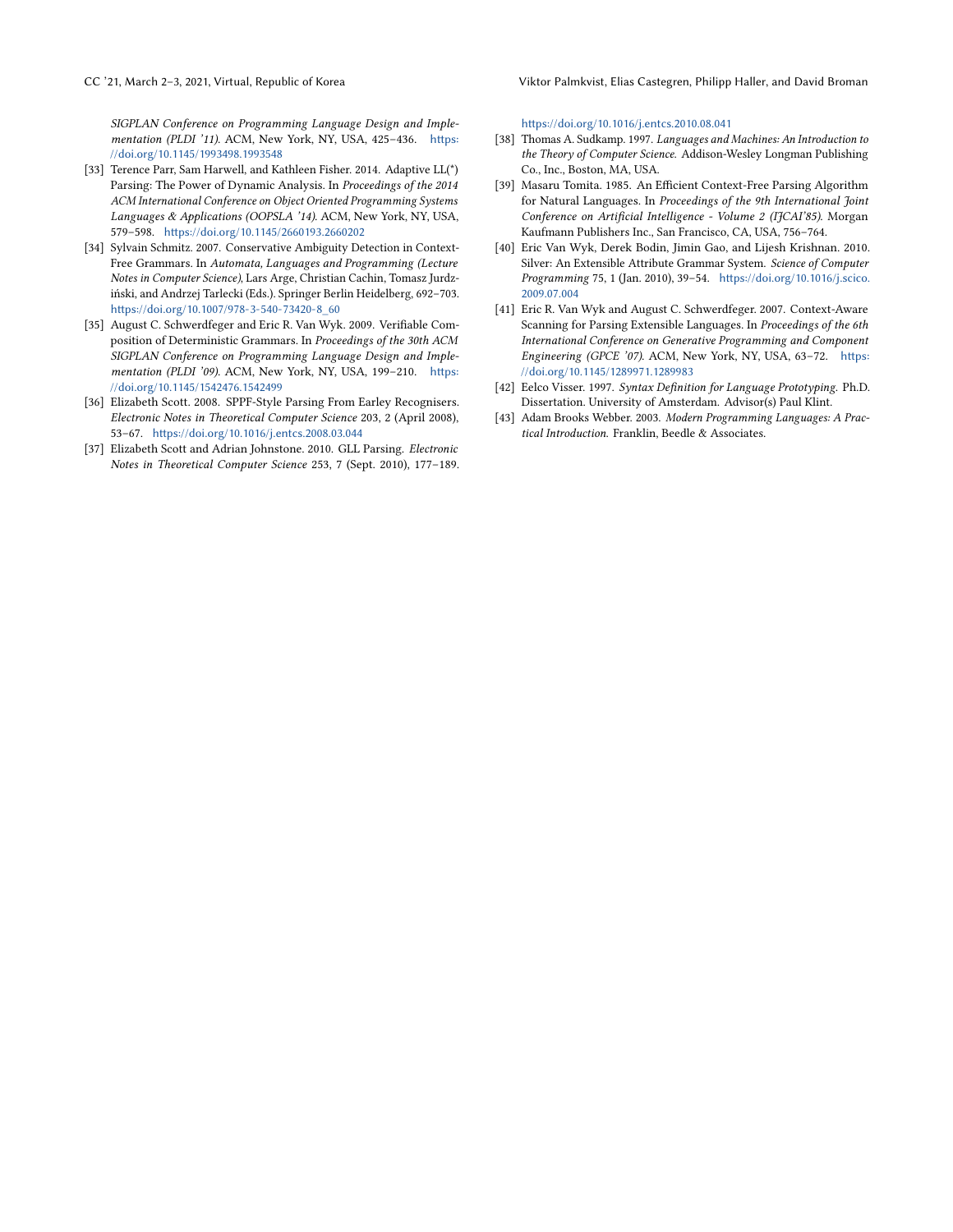*SIGPLAN Conference on Programming Language Design and Implementation (PLDI '11)*. ACM, New York, NY, USA, 425–436. https://doi.org/10.1145/1993498.1993548

[33] Terence Parr, Sam Harwell, and Kathleen Fisher. 2014. Adaptive LL(*) Parsing: The Power of Dynamic Analysis. In *Proceedings of the 2014 ACM International Conference on Object Oriented Programming Systems Languages & Applications (OOPSLA '14)*. ACM, New York, NY, USA, 579–598. https://doi.org/10.1145/2660193.2660202

[34] Sylvain Schmitz. 2007. Conservative Ambiguity Detection in Context-Free Grammars. In *Automata, Languages and Programming (Lecture Notes in Computer Science)*, Lars Arge, Christian Cachin, Tomasz Jurdziński, and Andrzej Tarlecki (Eds.). Springer Berlin Heidelberg, 692–703. https://doi.org/10.1007/978-3-540-73420-8_60

[35] August C. Schwerdfeger and Eric R. Van Wyk. 2009. Verifiable Composition of Deterministic Grammars. In *Proceedings of the 30th ACM SIGPLAN Conference on Programming Language Design and Implementation (PLDI '09)*. ACM, New York, NY, USA, 199–210. https://doi.org/10.1145/1542476.1542499

[36] Elizabeth Scott. 2008. SPPF-Style Parsing From Earley Recognisers. *Electronic Notes in Theoretical Computer Science* 203, 2 (April 2008), 53–67. https://doi.org/10.1016/j.entcs.2008.03.044

[37] Elizabeth Scott and Adrian Johnstone. 2010. GLL Parsing. *Electronic Notes in Theoretical Computer Science* 253, 7 (Sept. 2010), 177–189. https://doi.org/10.1016/j.entcs.2010.08.041

[38] Thomas A. Sudkamp. 1997. *Languages and Machines: An Introduction to the Theory of Computer Science.* Addison-Wesley Longman Publishing Co., Inc., Boston, MA, USA.

[39] Masaru Tomita. 1985. An Efficient Context-Free Parsing Algorithm for Natural Languages. In *Proceedings of the 9th International Joint Conference on Artificial Intelligence - Volume 2 (IJCAI'85)*. Morgan Kaufmann Publishers Inc., San Francisco, CA, USA, 756–764.

[40] Eric Van Wyk, Derek Bodin, Jimin Gao, and Lijesh Krishnan. 2010. Silver: An Extensible Attribute Grammar System. *Science of Computer Programming* 75, 1 (Jan. 2010), 39–54. https://doi.org/10.1016/j.scico.2009.07.004

[41] Eric R. Van Wyk and August C. Schwerdfeger. 2007. Context-Aware Scanning for Parsing Extensible Languages. In *Proceedings of the 6th International Conference on Generative Programming and Component Engineering (GPCE '07)*. ACM, New York, NY, USA, 63–72. https://doi.org/10.1145/1289971.1289983

[42] Eelco Visser. 1997. *Syntax Definition for Language Prototyping.* Ph.D. Dissertation. University of Amsterdam. Advisor(s) Paul Klint.

[43] Adam Brooks Webber. 2003. *Modern Programming Languages: A Practical Introduction.* Franklin, Beedle & Associates.